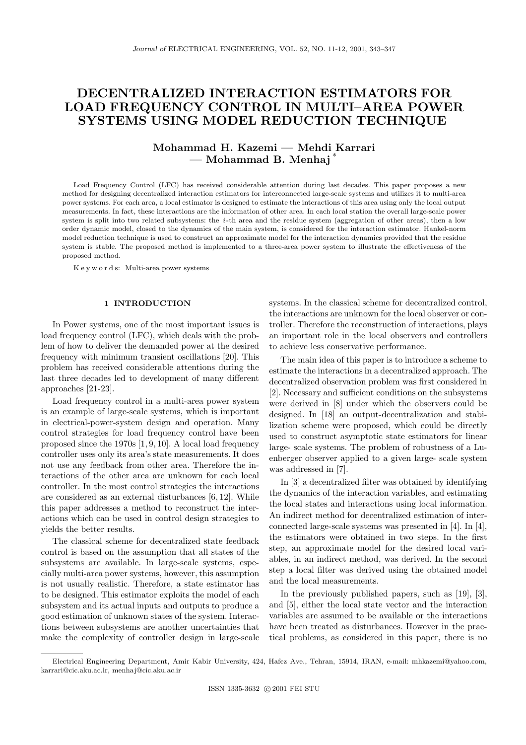# DECENTRALIZED INTERACTION ESTIMATORS FOR LOAD FREQUENCY CONTROL IN MULTI–AREA POWER SYSTEMS USING MODEL REDUCTION TECHNIQUE

**Mohammad H. Kazemi — Mehdi Karrari — Mohammad B. Menhaj** *

Load Frequency Control (LFC) has received considerable attention during last decades. This paper proposes a new method for designing decentralized interaction estimators for interconnected large-scale systems and utilizes it to multi-area power systems. For each area, a local estimator is designed to estimate the interactions of this area using only the local output measurements. In fact, these interactions are the information of other area. In each local station the overall large-scale power system is split into two related subsystems: the $i$-th area and the residue system (aggregation of other areas), then a low order dynamic model, closed to the dynamics of the main system, is considered for the interaction estimator. Hankel-norm model reduction technique is used to construct an approximate model for the interaction dynamics provided that the residue system is stable. The proposed method is implemented to a three-area power system to illustrate the effectiveness of the proposed method.

K e y w o r d s: Multi-area power systems

## 1 INTRODUCTION

In Power systems, one of the most important issues is load frequency control (LFC), which deals with the problem of how to deliver the demanded power at the desired frequency with minimum transient oscillations [20]. This problem has received considerable attentions during the last three decades led to development of many different approaches [21-23].

Load frequency control in a multi-area power system is an example of large-scale systems, which is important in electrical-power-system design and operation. Many control strategies for load frequency control have been proposed since the 1970s [1, 9, 10]. A local load frequency controller uses only its area's state measurements. It does not use any feedback from other area. Therefore the interactions of the other area are unknown for each local controller. In the most control strategies the interactions are considered as an external disturbances [6, 12]. While this paper addresses a method to reconstruct the interactions which can be used in control design strategies to yields the better results.

The classical scheme for decentralized state feedback control is based on the assumption that all states of the subsystems are available. In large-scale systems, especially multi-area power systems, however, this assumption is not usually realistic. Therefore, a state estimator has to be designed. This estimator exploits the model of each subsystem and its actual inputs and outputs to produce a good estimation of unknown states of the system. Interactions between subsystems are another uncertainties that make the complexity of controller design in large-scale systems. In the classical scheme for decentralized control, the interactions are unknown for the local observer or controller. Therefore the reconstruction of interactions, plays an important role in the local observers and controllers to achieve less conservative performance.

The main idea of this paper is to introduce a scheme to estimate the interactions in a decentralized approach. The decentralized observation problem was first considered in [2]. Necessary and sufficient conditions on the subsystems were derived in [8] under which the observers could be designed. In [18] an output-decentralization and stabilization scheme were proposed, which could be directly used to construct asymptotic state estimators for linear large- scale systems. The problem of robustness of a Luenberger observer applied to a given large- scale system was addressed in [7].

In [3] a decentralized filter was obtained by identifying the dynamics of the interaction variables, and estimating the local states and interactions using local information. An indirect method for decentralized estimation of interconnected large-scale systems was presented in [4]. In [4], the estimators were obtained in two steps. In the first step, an approximate model for the desired local variables, in an indirect method, was derived. In the second step a local filter was derived using the obtained model and the local measurements.

In the previously published papers, such as [19], [3], and [5], either the local state vector and the interaction variables are assumed to be available or the interactions have been treated as disturbances. However in the practical problems, as considered in this paper, there is no

---

* Electrical Engineering Department, Amir Kabir University, 424, Hafez Ave., Tehran, 15914, IRAN, e-mail: mhkazemi@yahoo.com, karrari@cic.aku.ac.ir, menhaj@cic.aku.ac.ir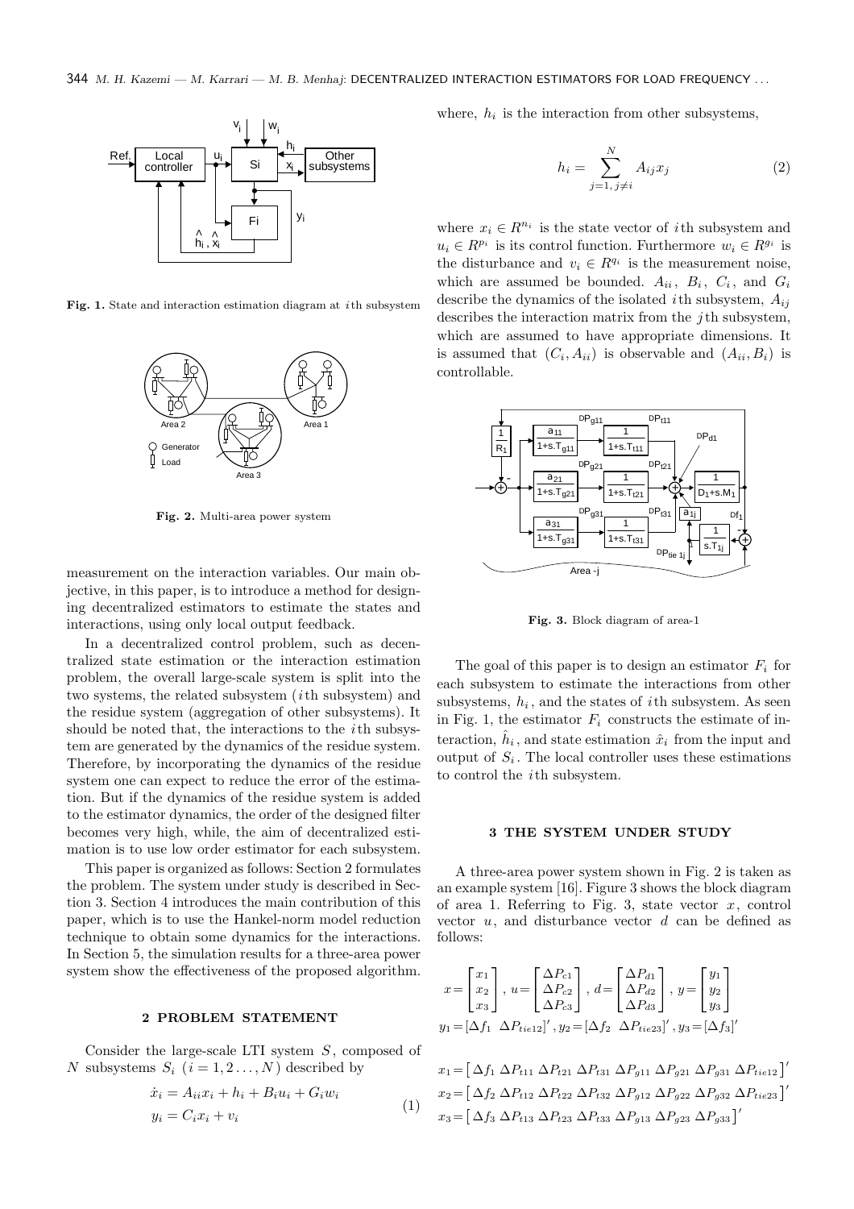**Fig. 1.** State and interaction estimation diagram at $i$th subsystem

**Fig. 2.** Multi-area power system

measurement on the interaction variables. Our main objective, in this paper, is to introduce a method for designing decentralized estimators to estimate the states and interactions, using only local output feedback.

In a decentralized control problem, such as decentralized state estimation or the interaction estimation problem, the overall large-scale system is split into the two systems, the related subsystem ($i$th subsystem) and the residue system (aggregation of other subsystems). It should be noted that, the interactions to the $i$th subsystem are generated by the dynamics of the residue system. Therefore, by incorporating the dynamics of the residue system one can expect to reduce the error of the estimation. But if the dynamics of the residue system is added to the estimator dynamics, the order of the designed filter becomes very high, while, the aim of decentralized estimation is to use low order estimator for each subsystem.

This paper is organized as follows: Section 2 formulates the problem. The system under study is described in Section 3. Section 4 introduces the main contribution of this paper, which is to use the Hankel-norm model reduction technique to obtain some dynamics for the interactions. In Section 5, the simulation results for a three-area power system show the effectiveness of the proposed algorithm.

## 2 PROBLEM STATEMENT

Consider the large-scale LTI system $S$, composed of $N$ subsystems $S_i$ $(i = 1, 2 \ldots, N)$ described by

$$
\begin{aligned}
\dot{x}_i &= A_{ii} x_i + h_i + B_i u_i + G_i w_i \\
y_i &= C_i x_i + v_i
\end{aligned}
\tag{1}
$$

where, $h_i$ is the interaction from other subsystems,

$$
h_i = \sum_{j=1,\, j \neq i}^{N} A_{ij} x_j \tag{2}
$$

where $x_i \in R^{n_i}$ is the state vector of $i$th subsystem and $u_i \in R^{p_i}$ is its control function. Furthermore $w_i \in R^{g_i}$ is the disturbance and $v_i \in R^{q_i}$ is the measurement noise, which are assumed be bounded. $A_{ii}$, $B_i$, $C_i$, and $G_i$ describe the dynamics of the isolated $i$th subsystem, $A_{ij}$ describes the interaction matrix from the $j$th subsystem, which are assumed to have appropriate dimensions. It is assumed that $(C_i, A_{ii})$ is observable and $(A_{ii}, B_i)$ is controllable.

**Fig. 3.** Block diagram of area-1

The goal of this paper is to design an estimator $F_i$ for each subsystem to estimate the interactions from other subsystems, $h_i$, and the states of $i$th subsystem. As seen in Fig. 1, the estimator $F_i$ constructs the estimate of interaction, $\hat{h}_i$, and state estimation $\hat{x}_i$ from the input and output of $S_i$. The local controller uses these estimations to control the $i$th subsystem.

## 3 THE SYSTEM UNDER STUDY

A three-area power system shown in Fig. 2 is taken as an example system [16]. Figure 3 shows the block diagram of area 1. Referring to Fig. 3, state vector $x$, control vector $u$, and disturbance vector $d$ can be defined as follows:

$$
x = \begin{bmatrix} x_1 \\ x_2 \\ x_3 \end{bmatrix},\;
u = \begin{bmatrix} \Delta P_{c1} \\ \Delta P_{c2} \\ \Delta P_{c3} \end{bmatrix},\;
d = \begin{bmatrix} \Delta P_{d1} \\ \Delta P_{d2} \\ \Delta P_{d3} \end{bmatrix},\;
y = \begin{bmatrix} y_1 \\ y_2 \\ y_3 \end{bmatrix}
$$

$$
y_1 = [\Delta f_1 \;\; \Delta P_{tie12}]',\; y_2 = [\Delta f_2 \;\; \Delta P_{tie23}]',\; y_3 = [\Delta f_3]'
$$

$$
\begin{aligned}
x_1 &= \left[\, \Delta f_1 \; \Delta P_{t11} \; \Delta P_{t21} \; \Delta P_{t31} \; \Delta P_{g11} \; \Delta P_{g21} \; \Delta P_{g31} \; \Delta P_{tie12} \,\right]' \\
x_2 &= \left[\, \Delta f_2 \; \Delta P_{t12} \; \Delta P_{t22} \; \Delta P_{t32} \; \Delta P_{g12} \; \Delta P_{g22} \; \Delta P_{g32} \; \Delta P_{tie23} \,\right]' \\
x_3 &= \left[\, \Delta f_3 \; \Delta P_{t13} \; \Delta P_{t23} \; \Delta P_{t33} \; \Delta P_{g13} \; \Delta P_{g23} \; \Delta P_{g33} \,\right]'
\end{aligned}
$$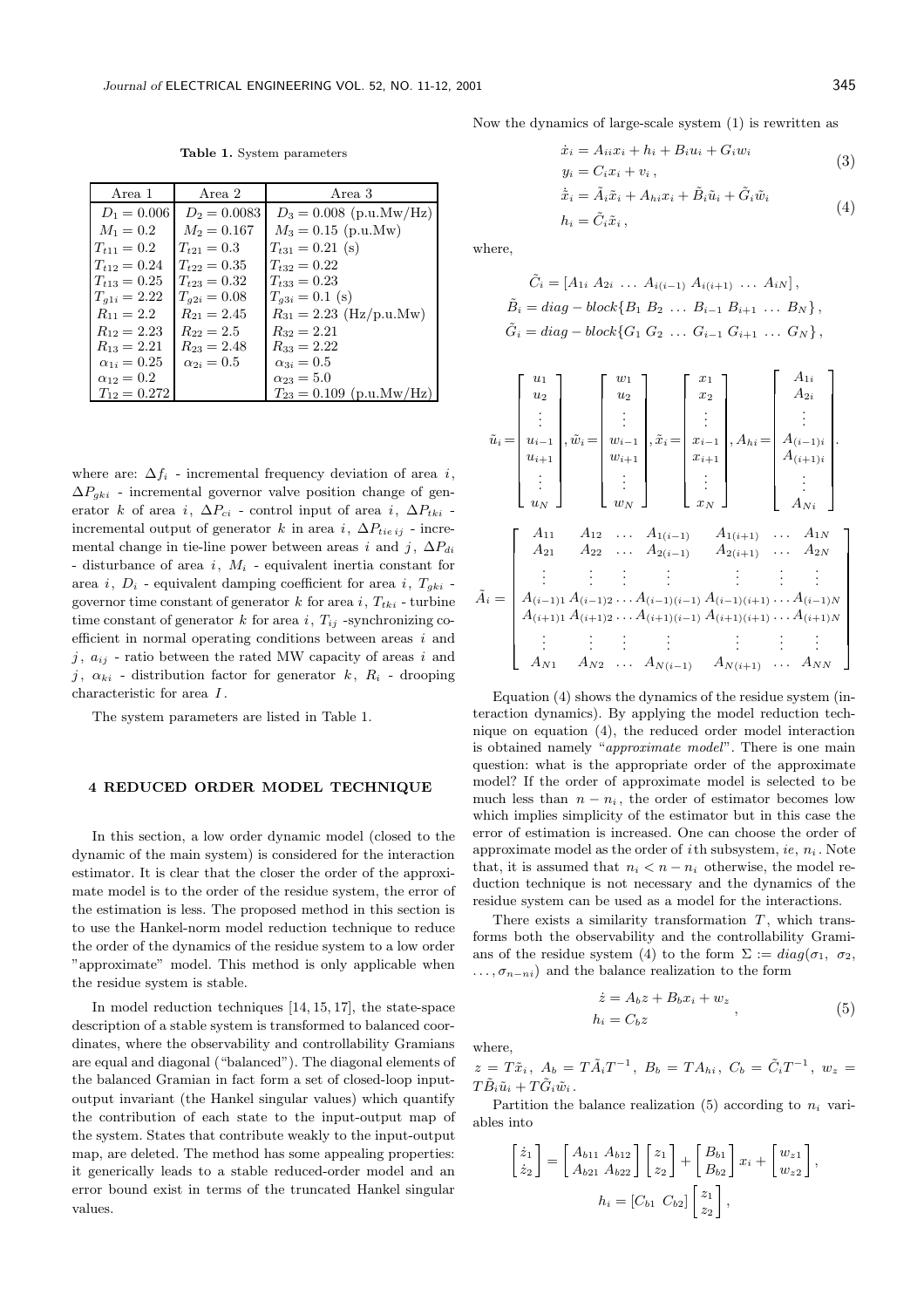**Table 1.** System parameters

| Area 1 | Area 2 | Area 3 |
|---|---|---|
| $D_1 = 0.006$ | $D_2 = 0.0083$ | $D_3 = 0.008$ (p.u.Mw/Hz) |
| $M_1 = 0.2$ | $M_2 = 0.167$ | $M_3 = 0.15$ (p.u.Mw) |
| $T_{t11} = 0.2$ | $T_{t21} = 0.3$ | $T_{t31} = 0.21$ (s) |
| $T_{t12} = 0.24$ | $T_{t22} = 0.35$ | $T_{t32} = 0.22$ |
| $T_{t13} = 0.25$ | $T_{t23} = 0.32$ | $T_{t33} = 0.23$ |
| $T_{g1i} = 2.22$ | $T_{g2i} = 0.08$ | $T_{g3i} = 0.1$ (s) |
| $R_{11} = 2.2$ | $R_{21} = 2.45$ | $R_{31} = 2.23$ (Hz/p.u.Mw) |
| $R_{12} = 2.23$ | $R_{22} = 2.5$ | $R_{32} = 2.21$ |
| $R_{13} = 2.21$ | $R_{23} = 2.48$ | $R_{33} = 2.22$ |
| $\alpha_{1i} = 0.25$ | $\alpha_{2i} = 0.5$ | $\alpha_{3i} = 0.5$ |
| $\alpha_{12} = 0.2$ | | $\alpha_{23} = 5.0$ |
| $T_{12} = 0.272$ | | $T_{23} = 0.109$ (p.u.Mw/Hz) |

where are: $\Delta f_i$ - incremental frequency deviation of area $i$, $\Delta P_{gki}$ - incremental governor valve position change of generator $k$ of area $i$, $\Delta P_{ci}$ - control input of area $i$, $\Delta P_{tki}$ - incremental output of generator $k$ in area $i$, $\Delta P_{tie\,ij}$ - incremental change in tie-line power between areas $i$ and $j$, $\Delta P_{di}$ - disturbance of area $i$, $M_i$ - equivalent inertia constant for area $i$, $D_i$ - equivalent damping coefficient for area $i$, $T_{gki}$ - governor time constant of generator $k$ for area $i$, $T_{tki}$ - turbine time constant of generator $k$ for area $i$, $T_{ij}$ -synchronizing coefficient in normal operating conditions between areas $i$ and $j$, $a_{ij}$ - ratio between the rated MW capacity of areas $i$ and $j$, $\alpha_{ki}$ - distribution factor for generator $k$, $R_i$ - drooping characteristic for area $I$.

The system parameters are listed in Table 1.

## 4 REDUCED ORDER MODEL TECHNIQUE

In this section, a low order dynamic model (closed to the dynamic of the main system) is considered for the interaction estimator. It is clear that the closer the order of the approximate model is to the order of the residue system, the error of the estimation is less. The proposed method in this section is to use the Hankel-norm model reduction technique to reduce the order of the dynamics of the residue system to a low order "approximate" model. This method is only applicable when the residue system is stable.

In model reduction techniques [14, 15, 17], the state-space description of a stable system is transformed to balanced coordinates, where the observability and controllability Gramians are equal and diagonal ("balanced"). The diagonal elements of the balanced Gramian in fact form a set of closed-loop input-output invariant (the Hankel singular values) which quantify the contribution of each state to the input-output map of the system. States that contribute weakly to the input-output map, are deleted. The method has some appealing properties: it generically leads to a stable reduced-order model and an error bound exist in terms of the truncated Hankel singular values.

Now the dynamics of large-scale system (1) is rewritten as

$$\begin{aligned} \dot{x}_i &= A_{ii}x_i + h_i + B_i u_i + G_i w_i \\ y_i &= C_i x_i + v_i\,, \end{aligned} \tag{3}$$

$$\begin{aligned} \dot{\tilde{x}}_i &= \tilde{A}_i\tilde{x}_i + A_{hi}x_i + \tilde{B}_i\tilde{u}_i + \tilde{G}_i\tilde{w}_i \\ h_i &= \tilde{C}_i\tilde{x}_i\,, \end{aligned} \tag{4}$$

where,

$$\tilde{C}_i = [A_{1i}\ A_{2i}\ \ldots\ A_{i(i-1)}\ A_{i(i+1)}\ \ldots\ A_{iN}]\,,$$

$$\tilde{B}_i = diag-block\{B_1\ B_2\ \ldots\ B_{i-1}\ B_{i+1}\ \ldots\ B_N\}\,,$$

$$\tilde{G}_i = diag-block\{G_1\ G_2\ \ldots\ G_{i-1}\ G_{i+1}\ \ldots\ G_N\}\,,$$

$$\tilde{u}_i = \begin{bmatrix} u_1 \\ u_2 \\ \vdots \\ u_{i-1} \\ u_{i+1} \\ \vdots \\ u_N \end{bmatrix}, \tilde{w}_i = \begin{bmatrix} w_1 \\ u_2 \\ \vdots \\ w_{i-1} \\ w_{i+1} \\ \vdots \\ w_N \end{bmatrix}, \tilde{x}_i = \begin{bmatrix} x_1 \\ x_2 \\ \vdots \\ x_{i-1} \\ x_{i+1} \\ \vdots \\ x_N \end{bmatrix}, A_{hi} = \begin{bmatrix} A_{1i} \\ A_{2i} \\ \vdots \\ A_{(i-1)i} \\ A_{(i+1)i} \\ \vdots \\ A_{Ni} \end{bmatrix}.$$

$$\tilde{A}_i = \begin{bmatrix} A_{11} & A_{12} & \ldots & A_{1(i-1)} & A_{1(i+1)} & \ldots & A_{1N} \\ A_{21} & A_{22} & \ldots & A_{2(i-1)} & A_{2(i+1)} & \ldots & A_{2N} \\ \vdots & \vdots & \vdots & \vdots & \vdots & \vdots & \vdots \\ A_{(i-1)1} & A_{(i-1)2} & \ldots & A_{(i-1)(i-1)} & A_{(i-1)(i+1)} & \ldots & A_{(i-1)N} \\ A_{(i+1)1} & A_{(i+1)2} & \ldots & A_{(i+1)(i-1)} & A_{(i+1)(i+1)} & \ldots & A_{(i+1)N} \\ \vdots & \vdots & \vdots & \vdots & \vdots & \vdots & \vdots \\ A_{N1} & A_{N2} & \ldots & A_{N(i-1)} & A_{N(i+1)} & \ldots & A_{NN} \end{bmatrix}$$

Equation (4) shows the dynamics of the residue system (interaction dynamics). By applying the model reduction technique on equation (4), the reduced order model interaction is obtained namely "*approximate model*". There is one main question: what is the appropriate order of the approximate model? If the order of approximate model is selected to be much less than $n - n_i$, the order of estimator becomes low which implies simplicity of the estimator but in this case the error of estimation is increased. One can choose the order of approximate model as the order of $i$th subsystem, *ie*, $n_i$. Note that, it is assumed that $n_i < n - n_i$ otherwise, the model reduction technique is not necessary and the dynamics of the residue system can be used as a model for the interactions.

There exists a similarity transformation $T$, which transforms both the observability and the controllability Gramians of the residue system (4) to the form $\Sigma := diag(\sigma_1,\ \sigma_2,\ \ldots, \sigma_{n-ni})$ and the balance realization to the form

$$\begin{aligned} \dot{z} &= A_b z + B_b x_i + w_z \\ h_i &= C_b z \end{aligned}, \tag{5}$$

where,

$z = T\tilde{x}_i,\ A_b = T\tilde{A}_i T^{-1},\ B_b = TA_{hi},\ C_b = \tilde{C}_i T^{-1},\ w_z = T\tilde{B}_i\tilde{u}_i + T\tilde{G}_i\tilde{w}_i$.

Partition the balance realization (5) according to $n_i$ variables into

$$\begin{bmatrix} \dot{z}_1 \\ \dot{z}_2 \end{bmatrix} = \begin{bmatrix} A_{b11} & A_{b12} \\ A_{b21} & A_{b22} \end{bmatrix} \begin{bmatrix} z_1 \\ z_2 \end{bmatrix} + \begin{bmatrix} B_{b1} \\ B_{b2} \end{bmatrix} x_i + \begin{bmatrix} w_{z1} \\ w_{z2} \end{bmatrix},$$

$$h_i = [C_{b1}\ C_{b2}] \begin{bmatrix} z_1 \\ z_2 \end{bmatrix},$$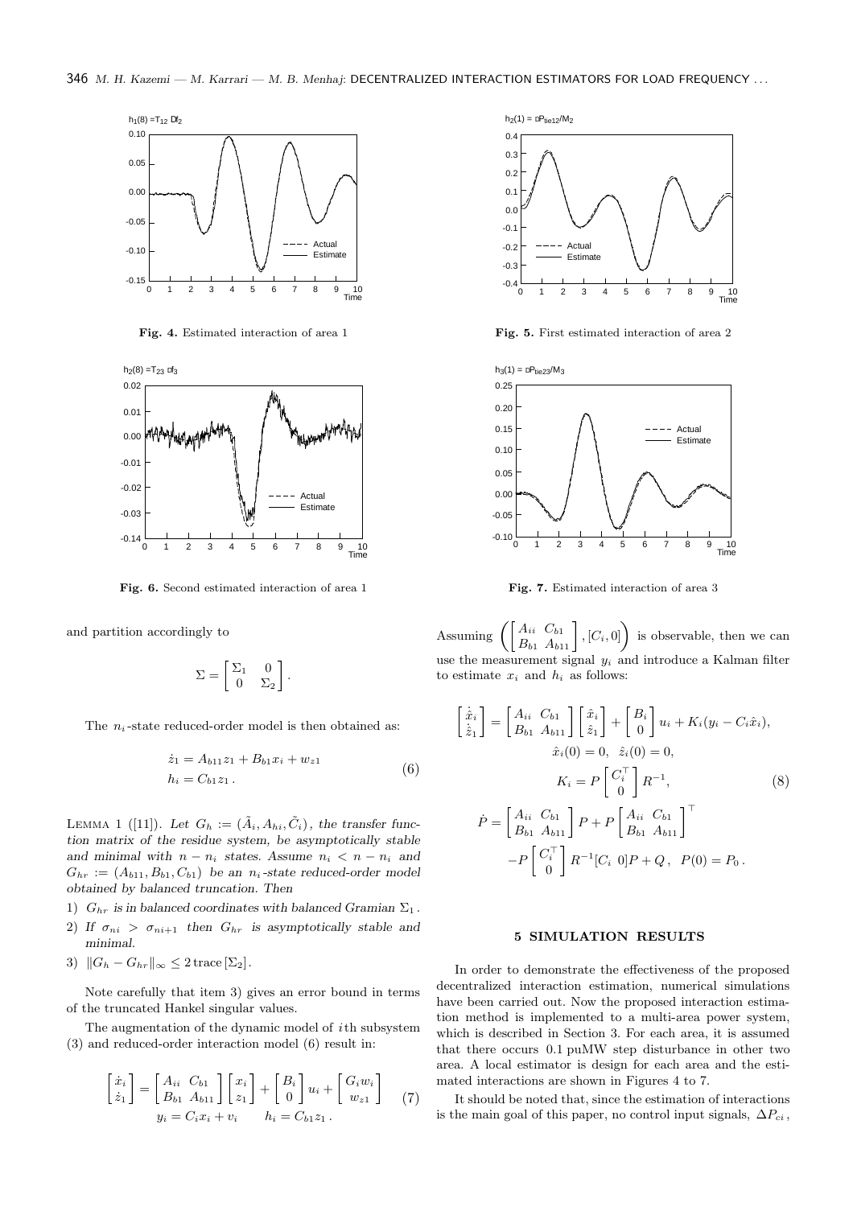Fig. 4. Estimated interaction of area 1

Fig. 5. First estimated interaction of area 2

Fig. 6. Second estimated interaction of area 1

Fig. 7. Estimated interaction of area 3

and partition accordingly to

$$\Sigma = \begin{bmatrix} \Sigma_1 & 0 \\ 0 & \Sigma_2 \end{bmatrix}.$$

The $n_i$-state reduced-order model is then obtained as:

$$\begin{aligned} \dot{z}_1 &= A_{b11} z_1 + B_{b1} x_i + w_{z1} \\ h_i &= C_{b1} z_1 \,. \end{aligned} \tag{6}$$

LEMMA 1 ([11]). *Let $G_h := (\tilde{A}_i, A_{hi}, \tilde{C}_i)$, the transfer function matrix of the residue system, be asymptotically stable and minimal with $n - n_i$ states. Assume $n_i < n - n_i$ and $G_{hr} := (A_{b11}, B_{b1}, C_{b1})$ be an $n_i$-state reduced-order model obtained by balanced truncation. Then*

1) *$G_{hr}$ is in balanced coordinates with balanced Gramian $\Sigma_1$.*
2) *If $\sigma_{ni} > \sigma_{ni+1}$ then $G_{hr}$ is asymptotically stable and minimal.*
3) $\|G_h - G_{hr}\|_\infty \le 2\,\mathrm{trace}\,[\Sigma_2]$.

Note carefully that item 3) gives an error bound in terms of the truncated Hankel singular values.

The augmentation of the dynamic model of $i$th subsystem (3) and reduced-order interaction model (6) result in:

$$\begin{gathered} \begin{bmatrix} \dot{x}_i \\ \dot{z}_1 \end{bmatrix} = \begin{bmatrix} A_{ii} & C_{b1} \\ B_{b1} & A_{b11} \end{bmatrix} \begin{bmatrix} x_i \\ z_1 \end{bmatrix} + \begin{bmatrix} B_i \\ 0 \end{bmatrix} u_i + \begin{bmatrix} G_i w_i \\ w_{z1} \end{bmatrix} \\ y_i = C_i x_i + v_i \qquad h_i = C_{b1} z_1 \,. \end{gathered} \tag{7}$$

Assuming $\left( \begin{bmatrix} A_{ii} & C_{b1} \\ B_{b1} & A_{b11} \end{bmatrix}, [C_i, 0] \right)$ is observable, then we can use the measurement signal $y_i$ and introduce a Kalman filter to estimate $x_i$ and $h_i$ as follows:

$$\begin{gathered} \begin{bmatrix} \dot{\hat{x}}_i \\ \dot{\hat{z}}_1 \end{bmatrix} = \begin{bmatrix} A_{ii} & C_{b1} \\ B_{b1} & A_{b11} \end{bmatrix} \begin{bmatrix} \hat{x}_i \\ \hat{z}_1 \end{bmatrix} + \begin{bmatrix} B_i \\ 0 \end{bmatrix} u_i + K_i (y_i - C_i \hat{x}_i), \\ \hat{x}_i(0) = 0, \ \ \hat{z}_i(0) = 0, \\ K_i = P \begin{bmatrix} C_i^\top \\ 0 \end{bmatrix} R^{-1}, \\ \dot{P} = \begin{bmatrix} A_{ii} & C_{b1} \\ B_{b1} & A_{b11} \end{bmatrix} P + P \begin{bmatrix} A_{ii} & C_{b1} \\ B_{b1} & A_{b11} \end{bmatrix}^\top \\ - P \begin{bmatrix} C_i^\top \\ 0 \end{bmatrix} R^{-1} [C_i \ \ 0] P + Q \,, \ \ P(0) = P_0 \,. \end{gathered} \tag{8}$$

## 5 SIMULATION RESULTS

In order to demonstrate the effectiveness of the proposed decentralized interaction estimation, numerical simulations have been carried out. Now the proposed interaction estimation method is implemented to a multi-area power system, which is described in Section 3. For each area, it is assumed that there occurs 0.1 puMW step disturbance in other two area. A local estimator is design for each area and the estimated interactions are shown in Figures 4 to 7.

It should be noted that, since the estimation of interactions is the main goal of this paper, no control input signals, $\Delta P_{ci}$,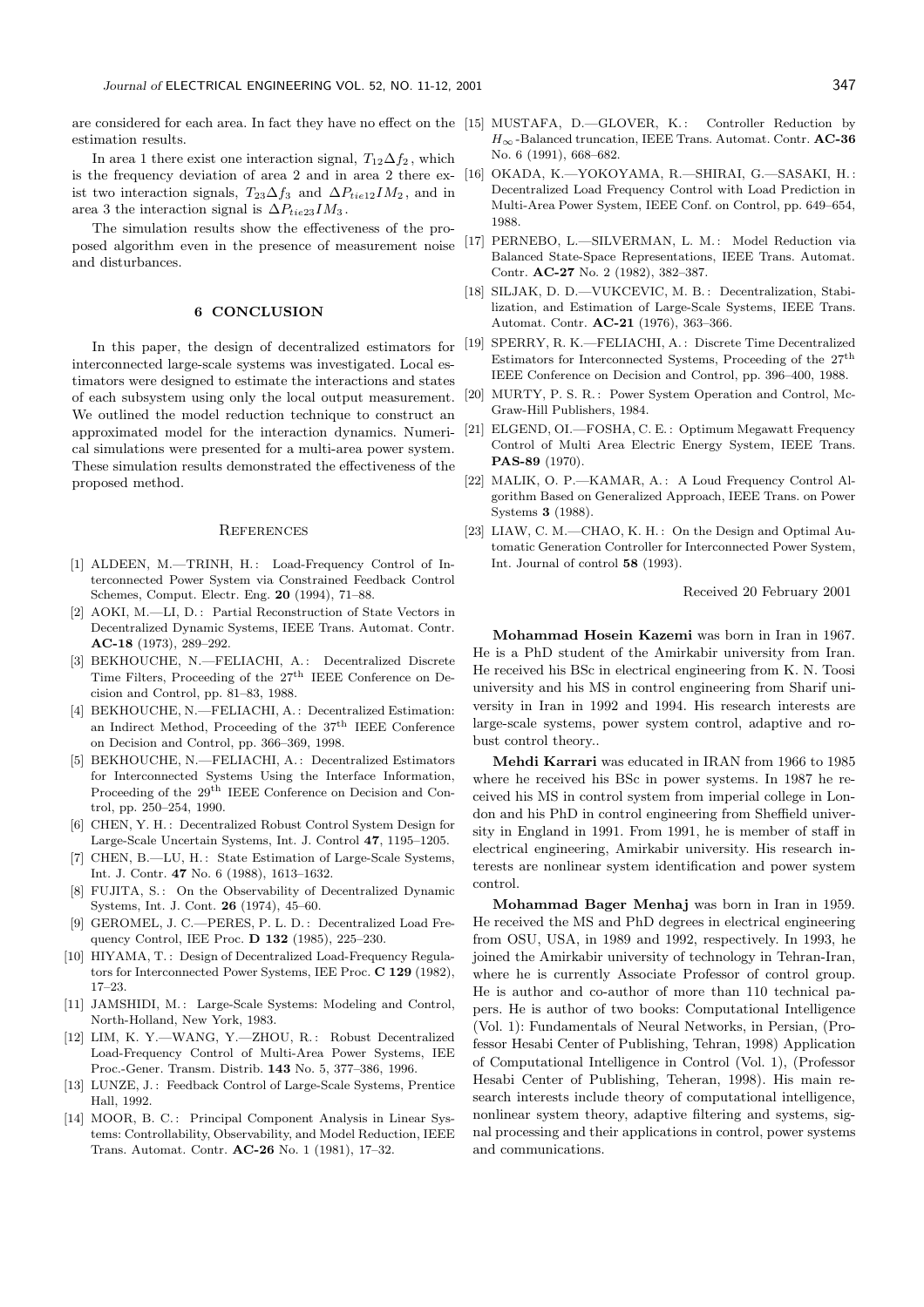are considered for each area. In fact they have no effect on the estimation results.

In area 1 there exist one interaction signal, $T_{12}\Delta f_2$, which is the frequency deviation of area 2 and in area 2 there exist two interaction signals, $T_{23}\Delta f_3$ and $\Delta P_{tie12} IM_2$, and in area 3 the interaction signal is $\Delta P_{tie23} IM_3$.

The simulation results show the effectiveness of the proposed algorithm even in the presence of measurement noise and disturbances.

## 6 CONCLUSION

In this paper, the design of decentralized estimators for interconnected large-scale systems was investigated. Local estimators were designed to estimate the interactions and states of each subsystem using only the local output measurement. We outlined the model reduction technique to construct an approximated model for the interaction dynamics. Numerical simulations were presented for a multi-area power system. These simulation results demonstrated the effectiveness of the proposed method.

## References

[1] ALDEEN, M.—TRINH, H.: Load-Frequency Control of Interconnected Power System via Constrained Feedback Control Schemes, Comput. Electr. Eng. **20** (1994), 71–88.

[2] AOKI, M.—LI, D.: Partial Reconstruction of State Vectors in Decentralized Dynamic Systems, IEEE Trans. Automat. Contr. **AC-18** (1973), 289–292.

[3] BEKHOUCHE, N.—FELIACHI, A.: Decentralized Discrete Time Filters, Proceeding of the 27th IEEE Conference on Decision and Control, pp. 81–83, 1988.

[4] BEKHOUCHE, N.—FELIACHI, A.: Decentralized Estimation: an Indirect Method, Proceeding of the 37th IEEE Conference on Decision and Control, pp. 366–369, 1998.

[5] BEKHOUCHE, N.—FELIACHI, A.: Decentralized Estimators for Interconnected Systems Using the Interface Information, Proceeding of the 29th IEEE Conference on Decision and Control, pp. 250–254, 1990.

[6] CHEN, Y. H.: Decentralized Robust Control System Design for Large-Scale Uncertain Systems, Int. J. Control **47**, 1195–1205.

[7] CHEN, B.—LU, H.: State Estimation of Large-Scale Systems, Int. J. Contr. **47** No. 6 (1988), 1613–1632.

[8] FUJITA, S.: On the Observability of Decentralized Dynamic Systems, Int. J. Cont. **26** (1974), 45–60.

[9] GEROMEL, J. C.—PERES, P. L. D.: Decentralized Load Frequency Control, IEE Proc. **D 132** (1985), 225–230.

[10] HIYAMA, T.: Design of Decentralized Load-Frequency Regulators for Interconnected Power Systems, IEE Proc. **C 129** (1982), 17–23.

[11] JAMSHIDI, M.: Large-Scale Systems: Modeling and Control, North-Holland, New York, 1983.

[12] LIM, K. Y.—WANG, Y.—ZHOU, R.: Robust Decentralized Load-Frequency Control of Multi-Area Power Systems, IEE Proc.-Gener. Transm. Distrib. **143** No. 5, 377–386, 1996.

[13] LUNZE, J.: Feedback Control of Large-Scale Systems, Prentice Hall, 1992.

[14] MOOR, B. C.: Principal Component Analysis in Linear Systems: Controllability, Observability, and Model Reduction, IEEE Trans. Automat. Contr. **AC-26** No. 1 (1981), 17–32.

[15] MUSTAFA, D.—GLOVER, K.: Controller Reduction by $H_\infty$-Balanced truncation, IEEE Trans. Automat. Contr. **AC-36** No. 6 (1991), 668–682.

[16] OKADA, K.—YOKOYAMA, R.—SHIRAI, G.—SASAKI, H.: Decentralized Load Frequency Control with Load Prediction in Multi-Area Power System, IEEE Conf. on Control, pp. 649–654, 1988.

[17] PERNEBO, L.—SILVERMAN, L. M.: Model Reduction via Balanced State-Space Representations, IEEE Trans. Automat. Contr. **AC-27** No. 2 (1982), 382–387.

[18] SILJAK, D. D.—VUKCEVIC, M. B.: Decentralization, Stabilization, and Estimation of Large-Scale Systems, IEEE Trans. Automat. Contr. **AC-21** (1976), 363–366.

[19] SPERRY, R. K.—FELIACHI, A.: Discrete Time Decentralized Estimators for Interconnected Systems, Proceeding of the 27th IEEE Conference on Decision and Control, pp. 396–400, 1988.

[20] MURTY, P. S. R.: Power System Operation and Control, McGraw-Hill Publishers, 1984.

[21] ELGEND, OI.—FOSHA, C. E.: Optimum Megawatt Frequency Control of Multi Area Electric Energy System, IEEE Trans. **PAS-89** (1970).

[22] MALIK, O. P.—KAMAR, A.: A Loud Frequency Control Algorithm Based on Generalized Approach, IEEE Trans. on Power Systems **3** (1988).

[23] LIAW, C. M.—CHAO, K. H.: On the Design and Optimal Automatic Generation Controller for Interconnected Power System, Int. Journal of control **58** (1993).

Received 20 February 2001

**Mohammad Hosein Kazemi** was born in Iran in 1967. He is a PhD student of the Amirkabir university from Iran. He received his BSc in electrical engineering from K. N. Toosi university and his MS in control engineering from Sharif university in Iran in 1992 and 1994. His research interests are large-scale systems, power system control, adaptive and robust control theory..

**Mehdi Karrari** was educated in IRAN from 1966 to 1985 where he received his BSc in power systems. In 1987 he received his MS in control system from imperial college in London and his PhD in control engineering from Sheffield university in England in 1991. From 1991, he is member of staff in electrical engineering, Amirkabir university. His research interests are nonlinear system identification and power system control.

**Mohammad Bager Menhaj** was born in Iran in 1959. He received the MS and PhD degrees in electrical engineering from OSU, USA, in 1989 and 1992, respectively. In 1993, he joined the Amirkabir university of technology in Tehran-Iran, where he is currently Associate Professor of control group. He is author and co-author of more than 110 technical papers. He is author of two books: Computational Intelligence (Vol. 1): Fundamentals of Neural Networks, in Persian, (Professor Hesabi Center of Publishing, Tehran, 1998) Application of Computational Intelligence in Control (Vol. 1), (Professor Hesabi Center of Publishing, Teheran, 1998). His main research interests include theory of computational intelligence, nonlinear system theory, adaptive filtering and systems, signal processing and their applications in control, power systems and communications.